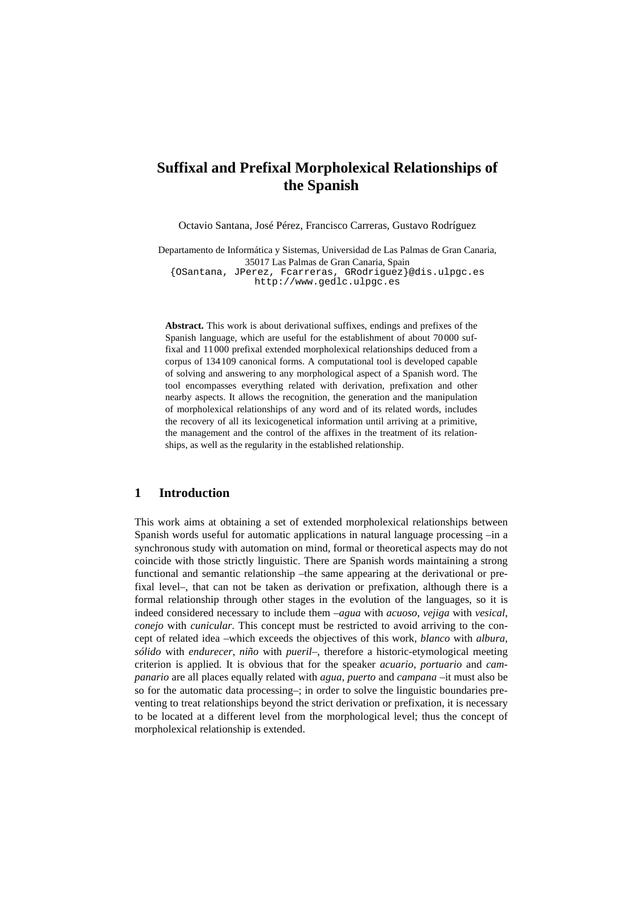# Suffixal and Prefixal Morpholexical Relationships of the Spanish

Octavio Santana, José Pérez, Francisco Carreras, Gustavo Rodríguez

Departamento de Informática y Sistemas, Universidad de Las Palmas de Gran Canaria,
35017 Las Palmas de Gran Canaria, Spain
{OSantana, JPerez, Fcarreras, GRodriguez}@dis.ulpgc.es
http://www.gedlc.ulpgc.es

**Abstract.** This work is about derivational suffixes, endings and prefixes of the Spanish language, which are useful for the establishment of about 70 000 suffixal and 11 000 prefixal extended morpholexical relationships deduced from a corpus of 134 109 canonical forms. A computational tool is developed capable of solving and answering to any morphological aspect of a Spanish word. The tool encompasses everything related with derivation, prefixation and other nearby aspects. It allows the recognition, the generation and the manipulation of morpholexical relationships of any word and of its related words, includes the recovery of all its lexicogenetical information until arriving at a primitive, the management and the control of the affixes in the treatment of its relationships, as well as the regularity in the established relationship.

## 1 Introduction

This work aims at obtaining a set of extended morpholexical relationships between Spanish words useful for automatic applications in natural language processing –in a synchronous study with automation on mind, formal or theoretical aspects may do not coincide with those strictly linguistic. There are Spanish words maintaining a strong functional and semantic relationship –the same appearing at the derivational or prefixal level–, that can not be taken as derivation or prefixation, although there is a formal relationship through other stages in the evolution of the languages, so it is indeed considered necessary to include them –*agua* with *acuoso*, *vejiga* with *vesical*, *conejo* with *cunicular*. This concept must be restricted to avoid arriving to the concept of related idea –which exceeds the objectives of this work, *blanco* with *albura*, *sólido* with *endurecer*, *niño* with *pueril*–, therefore a historic-etymological meeting criterion is applied. It is obvious that for the speaker *acuario*, *portuario* and *campanario* are all places equally related with *agua*, *puerto* and *campana* –it must also be so for the automatic data processing–; in order to solve the linguistic boundaries preventing to treat relationships beyond the strict derivation or prefixation, it is necessary to be located at a different level from the morphological level; thus the concept of morpholexical relationship is extended.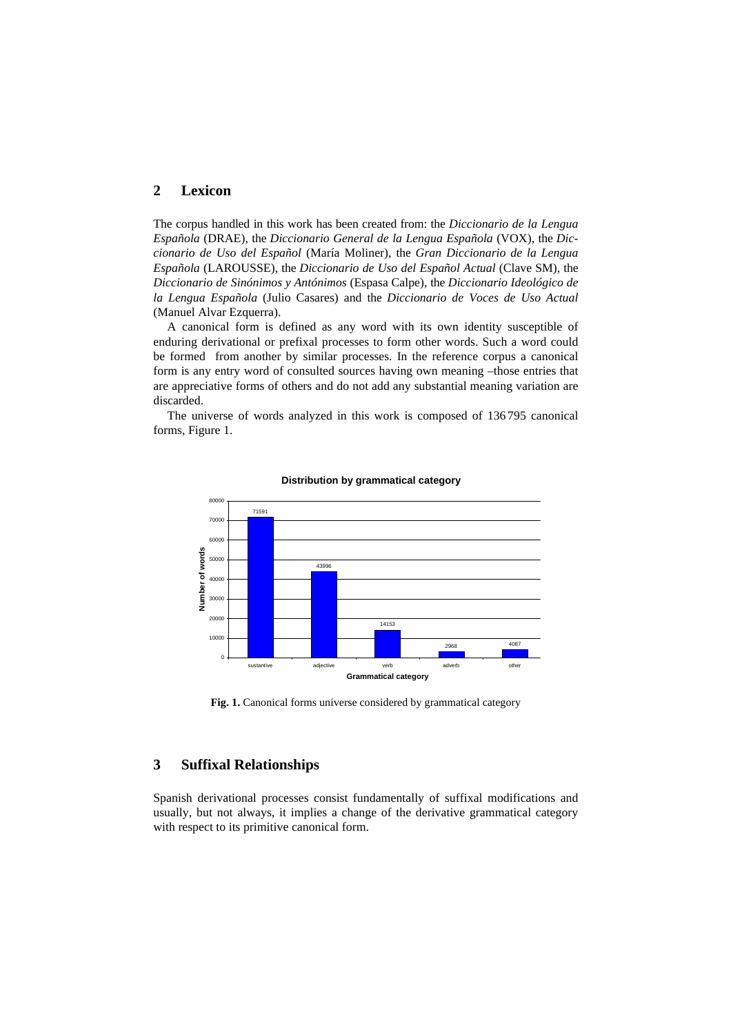## 2 Lexicon

The corpus handled in this work has been created from: the *Diccionario de la Lengua Española* (DRAE), the *Diccionario General de la Lengua Española* (VOX), the *Diccionario de Uso del Español* (María Moliner), the *Gran Diccionario de la Lengua Española* (LAROUSSE), the *Diccionario de Uso del Español Actual* (Clave SM), the *Diccionario de Sinónimos y Antónimos* (Espasa Calpe), the *Diccionario Ideológico de la Lengua Española* (Julio Casares) and the *Diccionario de Voces de Uso Actual* (Manuel Alvar Ezquerra).

A canonical form is defined as any word with its own identity susceptible of enduring derivational or prefixal processes to form other words. Such a word could be formed from another by similar processes. In the reference corpus a canonical form is any entry word of consulted sources having own meaning –those entries that are appreciative forms of others and do not add any substantial meaning variation are discarded.

The universe of words analyzed in this work is composed of 136 795 canonical forms, Figure 1.

**Distribution by grammatical category**

| Grammatical category | Number of words |
|---|---|
| sustantive | 71591 |
| adjective | 43996 |
| verb | 14153 |
| adverb | 2968 |
| other | 4087 |

**Fig. 1.** Canonical forms universe considered by grammatical category

## 3 Suffixal Relationships

Spanish derivational processes consist fundamentally of suffixal modifications and usually, but not always, it implies a change of the derivative grammatical category with respect to its primitive canonical form.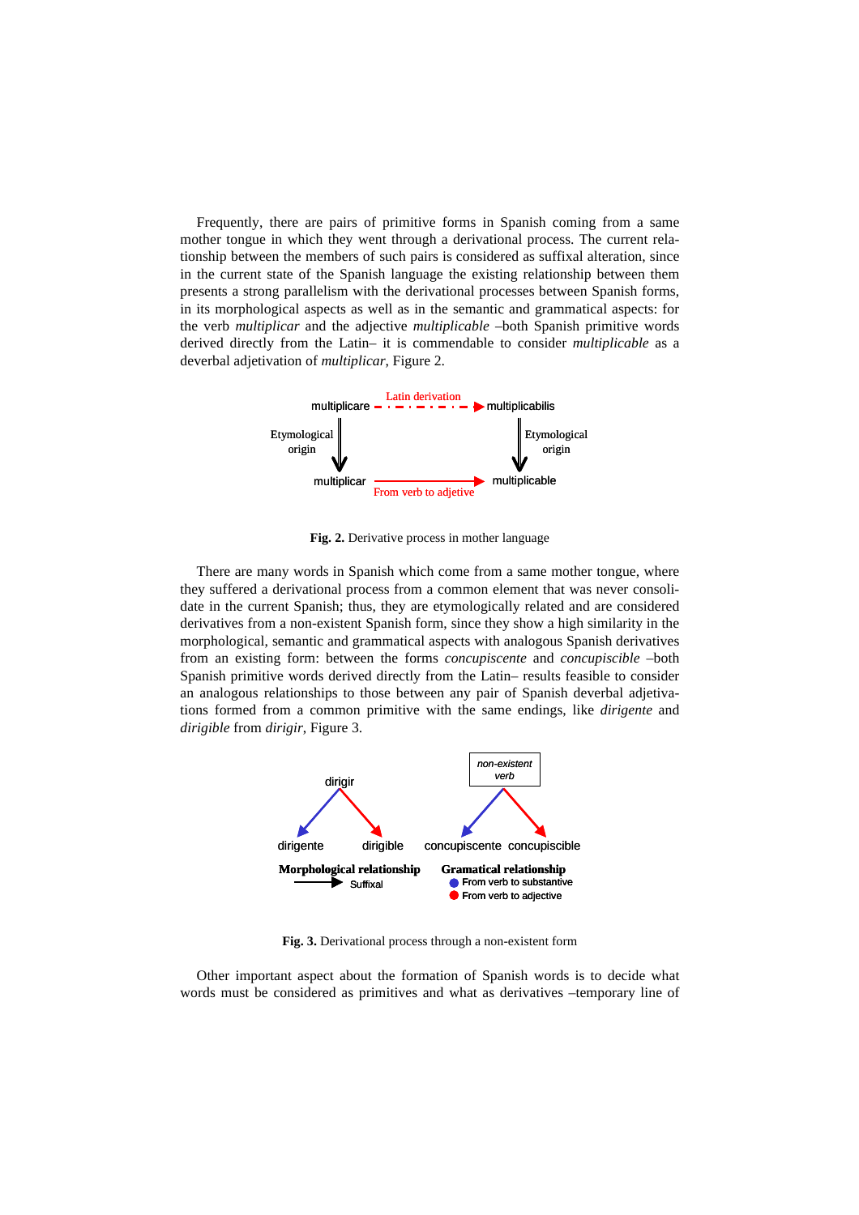Frequently, there are pairs of primitive forms in Spanish coming from a same mother tongue in which they went through a derivational process. The current relationship between the members of such pairs is considered as suffixal alteration, since in the current state of the Spanish language the existing relationship between them presents a strong parallelism with the derivational processes between Spanish forms, in its morphological aspects as well as in the semantic and grammatical aspects: for the verb *multiplicar* and the adjective *multiplicable* –both Spanish primitive words derived directly from the Latin– it is commendable to consider *multiplicable* as a deverbal adjetivation of *multiplicar*, Figure 2.

**Fig. 2.** Derivative process in mother language

There are many words in Spanish which come from a same mother tongue, where they suffered a derivational process from a common element that was never consolidate in the current Spanish; thus, they are etymologically related and are considered derivatives from a non-existent Spanish form, since they show a high similarity in the morphological, semantic and grammatical aspects with analogous Spanish derivatives from an existing form: between the forms *concupiscente* and *concupiscible* –both Spanish primitive words derived directly from the Latin– results feasible to consider an analogous relationships to those between any pair of Spanish deverbal adjetivations formed from a common primitive with the same endings, like *dirigente* and *dirigible* from *dirigir*, Figure 3.

**Fig. 3.** Derivational process through a non-existent form

Other important aspect about the formation of Spanish words is to decide what words must be considered as primitives and what as derivatives –temporary line of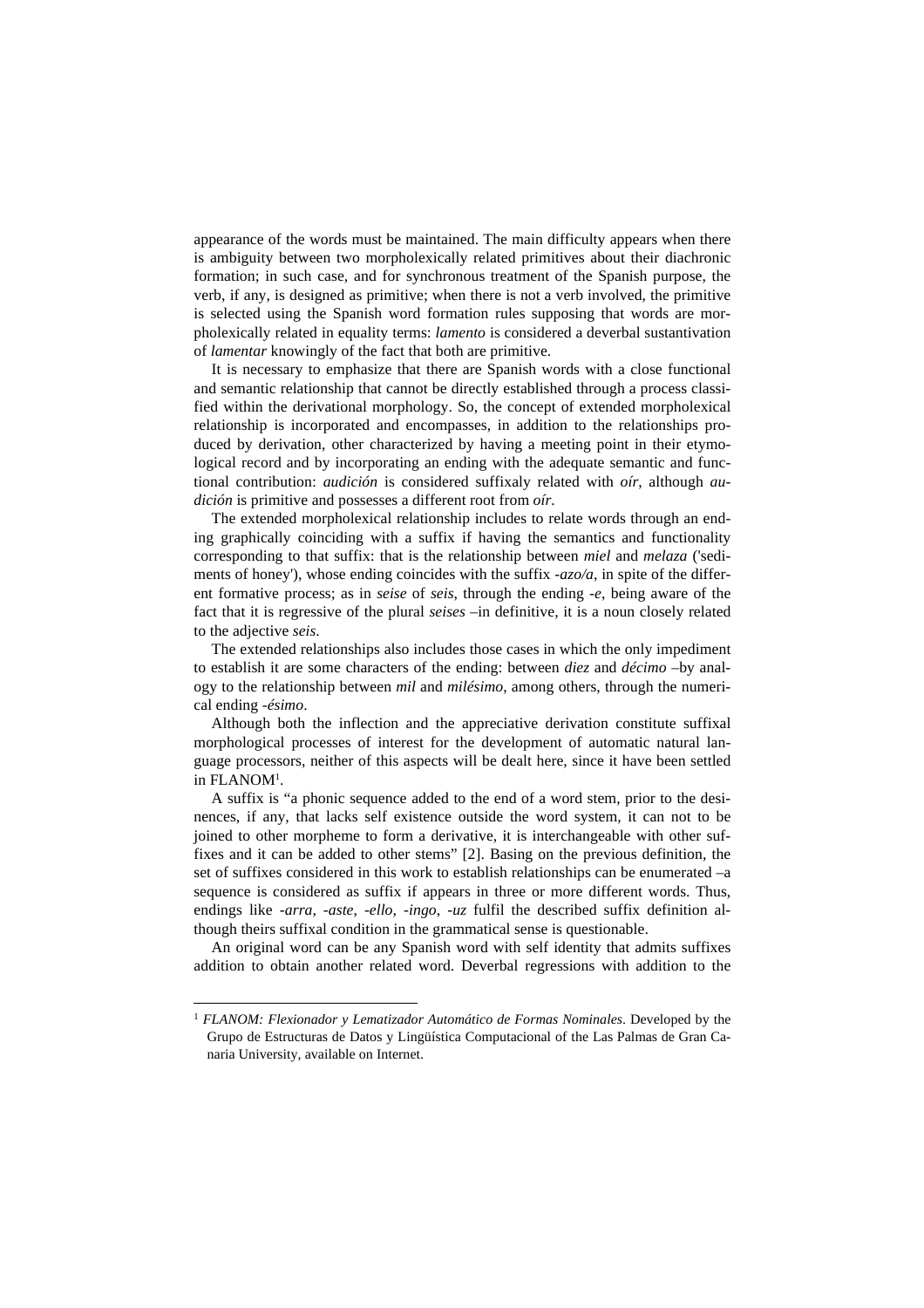appearance of the words must be maintained. The main difficulty appears when there is ambiguity between two morpholexically related primitives about their diachronic formation; in such case, and for synchronous treatment of the Spanish purpose, the verb, if any, is designed as primitive; when there is not a verb involved, the primitive is selected using the Spanish word formation rules supposing that words are morpholexically related in equality terms: *lamento* is considered a deverbal sustantivation of *lamentar* knowingly of the fact that both are primitive.

It is necessary to emphasize that there are Spanish words with a close functional and semantic relationship that cannot be directly established through a process classified within the derivational morphology. So, the concept of extended morpholexical relationship is incorporated and encompasses, in addition to the relationships produced by derivation, other characterized by having a meeting point in their etymological record and by incorporating an ending with the adequate semantic and functional contribution: *audición* is considered suffixaly related with *oír*, although *audición* is primitive and possesses a different root from *oír*.

The extended morpholexical relationship includes to relate words through an ending graphically coinciding with a suffix if having the semantics and functionality corresponding to that suffix: that is the relationship between *miel* and *melaza* ('sediments of honey'), whose ending coincides with the suffix *-azo/a*, in spite of the different formative process; as in *seise* of *seis*, through the ending *-e*, being aware of the fact that it is regressive of the plural *seises* –in definitive, it is a noun closely related to the adjective *seis*.

The extended relationships also includes those cases in which the only impediment to establish it are some characters of the ending: between *diez* and *décimo* –by analogy to the relationship between *mil* and *milésimo*, among others, through the numerical ending *-ésimo*.

Although both the inflection and the appreciative derivation constitute suffixal morphological processes of interest for the development of automatic natural language processors, neither of this aspects will be dealt here, since it have been settled in FLANOM[1].

A suffix is "a phonic sequence added to the end of a word stem, prior to the desinences, if any, that lacks self existence outside the word system, it can not to be joined to other morpheme to form a derivative, it is interchangeable with other suffixes and it can be added to other stems" [2]. Basing on the previous definition, the set of suffixes considered in this work to establish relationships can be enumerated –a sequence is considered as suffix if appears in three or more different words. Thus, endings like *-arra*, *-aste*, *-ello*, *-ingo*, *-uz* fulfil the described suffix definition although theirs suffixal condition in the grammatical sense is questionable.

An original word can be any Spanish word with self identity that admits suffixes addition to obtain another related word. Deverbal regressions with addition to the

---

[1] *FLANOM: Flexionador y Lematizador Automático de Formas Nominales*. Developed by the Grupo de Estructuras de Datos y Lingüística Computacional of the Las Palmas de Gran Canaria University, available on Internet.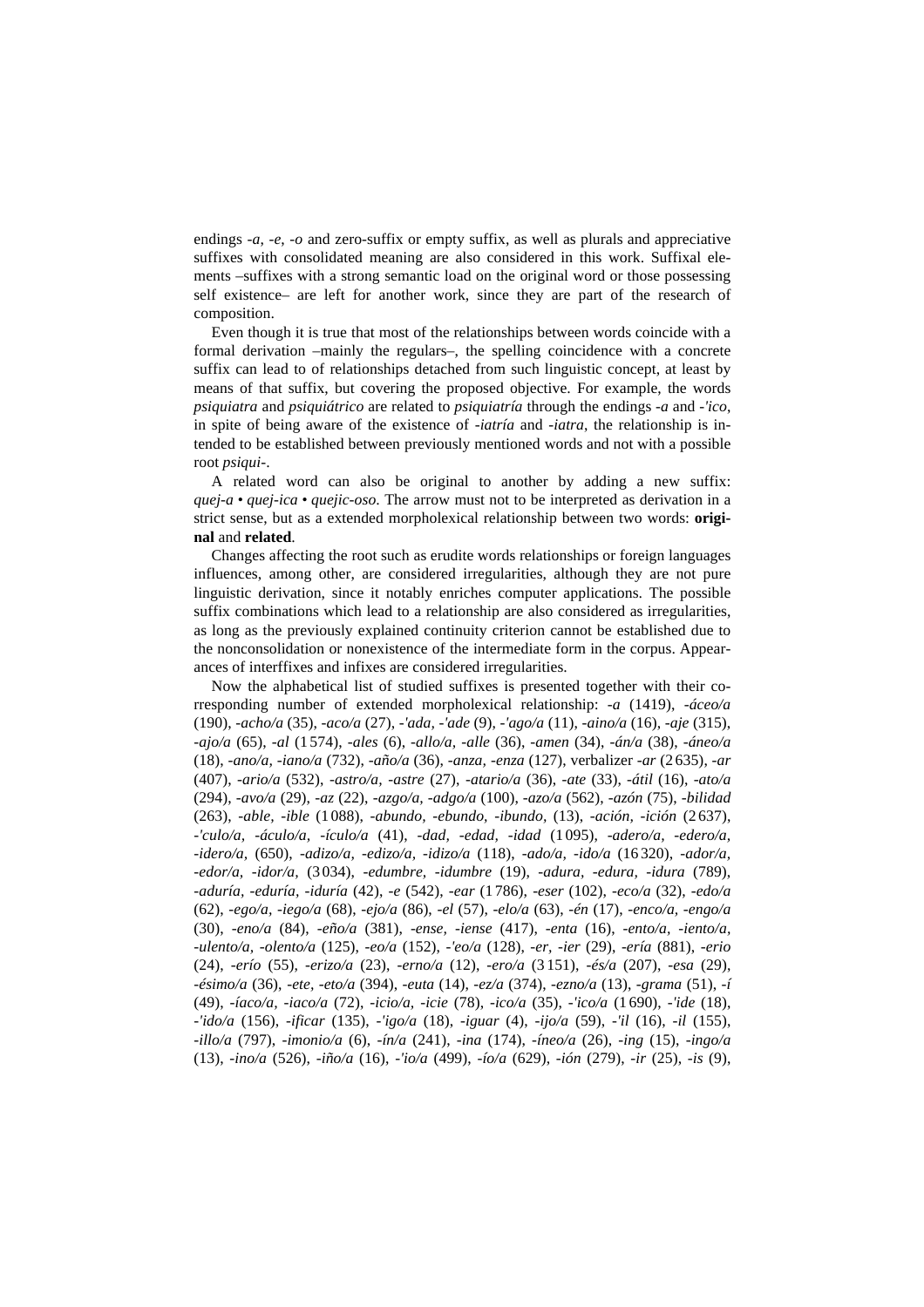endings *-a*, *-e*, *-o* and zero-suffix or empty suffix, as well as plurals and appreciative suffixes with consolidated meaning are also considered in this work. Suffixal elements –suffixes with a strong semantic load on the original word or those possessing self existence– are left for another work, since they are part of the research of composition.

Even though it is true that most of the relationships between words coincide with a formal derivation –mainly the regulars–, the spelling coincidence with a concrete suffix can lead to of relationships detached from such linguistic concept, at least by means of that suffix, but covering the proposed objective. For example, the words *psiquiatra* and *psiquiátrico* are related to *psiquiatría* through the endings *-a* and *-'ico*, in spite of being aware of the existence of *-iatría* and *-iatra*, the relationship is intended to be established between previously mentioned words and not with a possible root *psiqui-*.

A related word can also be original to another by adding a new suffix: *quej-a* • *quej-ica* • *quejic-oso*. The arrow must not to be interpreted as derivation in a strict sense, but as a extended morpholexical relationship between two words: **original** and **related**.

Changes affecting the root such as erudite words relationships or foreign languages influences, among other, are considered irregularities, although they are not pure linguistic derivation, since it notably enriches computer applications. The possible suffix combinations which lead to a relationship are also considered as irregularities, as long as the previously explained continuity criterion cannot be established due to the nonconsolidation or nonexistence of the intermediate form in the corpus. Appearances of interffixes and infixes are considered irregularities.

Now the alphabetical list of studied suffixes is presented together with their corresponding number of extended morpholexical relationship: *-a* (1419), *-áceo/a* (190), *-acho/a* (35), *-aco/a* (27), *-'ada*, *-'ade* (9), *-'ago/a* (11), *-aino/a* (16), *-aje* (315), *-ajo/a* (65), *-al* (1 574), *-ales* (6), *-allo/a*, *-alle* (36), *-amen* (34), *-án/a* (38), *-áneo/a* (18), *-ano/a*, *-iano/a* (732), *-año/a* (36), *-anza*, *-enza* (127), verbalizer *-ar* (2 635), *-ar* (407), *-ario/a* (532), *-astro/a*, *-astre* (27), *-atario/a* (36), *-ate* (33), *-átil* (16), *-ato/a* (294), *-avo/a* (29), *-az* (22), *-azgo/a*, *-adgo/a* (100), *-azo/a* (562), *-azón* (75), *-bilidad* (263), *-able*, *-ible* (1 088), *-abundo*, *-ebundo*, *-ibundo*, (13), *-ación*, *-ición* (2 637), *-'culo/a*, *-áculo/a*, *-ículo/a* (41), *-dad*, *-edad*, *-idad* (1 095), *-adero/a*, *-edero/a*, *-idero/a*, (650), *-adizo/a*, *-edizo/a*, *-idizo/a* (118), *-ado/a*, *-ido/a* (16 320), *-ador/a*, *-edor/a*, *-idor/a*, (3 034), *-edumbre*, *-idumbre* (19), *-adura*, *-edura*, *-idura* (789), *-aduría*, *-eduría*, *-iduría* (42), *-e* (542), *-ear* (1 786), *-eser* (102), *-eco/a* (32), *-edo/a* (62), *-ego/a*, *-iego/a* (68), *-ejo/a* (86), *-el* (57), *-elo/a* (63), *-én* (17), *-enco/a*, *-engo/a* (30), *-eno/a* (84), *-eño/a* (381), *-ense*, *-iense* (417), *-enta* (16), *-ento/a*, *-iento/a*, *-ulento/a*, *-olento/a* (125), *-eo/a* (152), *-'eo/a* (128), *-er*, *-ier* (29), *-ería* (881), *-erio* (24), *-erío* (55), *-erizo/a* (23), *-erno/a* (12), *-ero/a* (3 151), *-és/a* (207), *-esa* (29), *-ésimo/a* (36), *-ete*, *-eto/a* (394), *-euta* (14), *-ez/a* (374), *-ezno/a* (13), *-grama* (51), *-í* (49), *-íaco/a*, *-iaco/a* (72), *-icio/a*, *-icie* (78), *-ico/a* (35), *-'ico/a* (1 690), *-'ide* (18), *-'ido/a* (156), *-ificar* (135), *-'igo/a* (18), *-iguar* (4), *-ijo/a* (59), *-'il* (16), *-il* (155), *-illo/a* (797), *-imonio/a* (6), *-ín/a* (241), *-ina* (174), *-íneo/a* (26), *-ing* (15), *-ingo/a* (13), *-ino/a* (526), *-iño/a* (16), *-'io/a* (499), *-ío/a* (629), *-ión* (279), *-ir* (25), *-is* (9),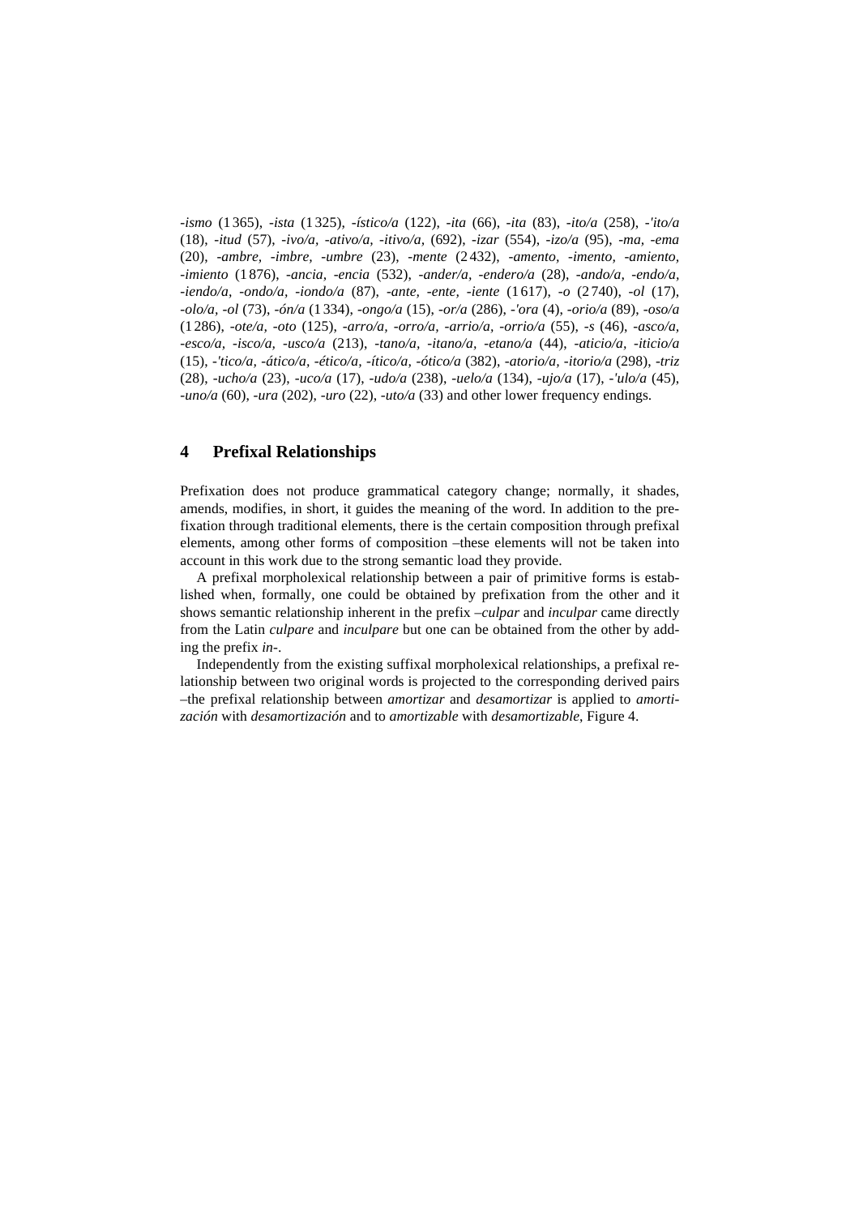*-ismo* (1 365), *-ista* (1 325), *-ístico/a* (122), *-ita* (66), *-ita* (83), *-ito/a* (258), *-'ito/a* (18), *-itud* (57), *-ivo/a, -ativo/a, -itivo/a,* (692), *-izar* (554), *-izo/a* (95), *-ma, -ema* (20), *-ambre, -imbre, -umbre* (23), *-mente* (2 432), *-amento, -imento, -amiento, -imiento* (1 876), *-ancia, -encia* (532), *-ander/a, -endero/a* (28), *-ando/a, -endo/a, -iendo/a, -ondo/a, -iondo/a* (87), *-ante, -ente, -iente* (1 617), *-o* (2 740), *-ol* (17), *-olo/a, -ol* (73), *-ón/a* (1 334), *-ongo/a* (15), *-or/a* (286), *-'ora* (4), *-orio/a* (89), *-oso/a* (1 286), *-ote/a, -oto* (125), *-arro/a, -orro/a, -arrio/a, -orrio/a* (55), *-s* (46), *-asco/a, -esco/a, -isco/a, -usco/a* (213), *-tano/a, -itano/a, -etano/a* (44), *-aticio/a, -iticio/a* (15), *-'tico/a, -ático/a, -ético/a, -ítico/a, -ótico/a* (382), *-atorio/a, -itorio/a* (298), *-triz* (28), *-ucho/a* (23), *-uco/a* (17), *-udo/a* (238), *-uelo/a* (134), *-ujo/a* (17), *-'ulo/a* (45), *-uno/a* (60), *-ura* (202), *-uro* (22), *-uto/a* (33) and other lower frequency endings.

## 4 Prefixal Relationships

Prefixation does not produce grammatical category change; normally, it shades, amends, modifies, in short, it guides the meaning of the word. In addition to the prefixation through traditional elements, there is the certain composition through prefixal elements, among other forms of composition –these elements will not be taken into account in this work due to the strong semantic load they provide.

A prefixal morpholexical relationship between a pair of primitive forms is established when, formally, one could be obtained by prefixation from the other and it shows semantic relationship inherent in the prefix –*culpar* and *inculpar* came directly from the Latin *culpare* and *inculpare* but one can be obtained from the other by adding the prefix *in-*.

Independently from the existing suffixal morpholexical relationships, a prefixal relationship between two original words is projected to the corresponding derived pairs –the prefixal relationship between *amortizar* and *desamortizar* is applied to *amortización* with *desamortización* and to *amortizable* with *desamortizable*, Figure 4.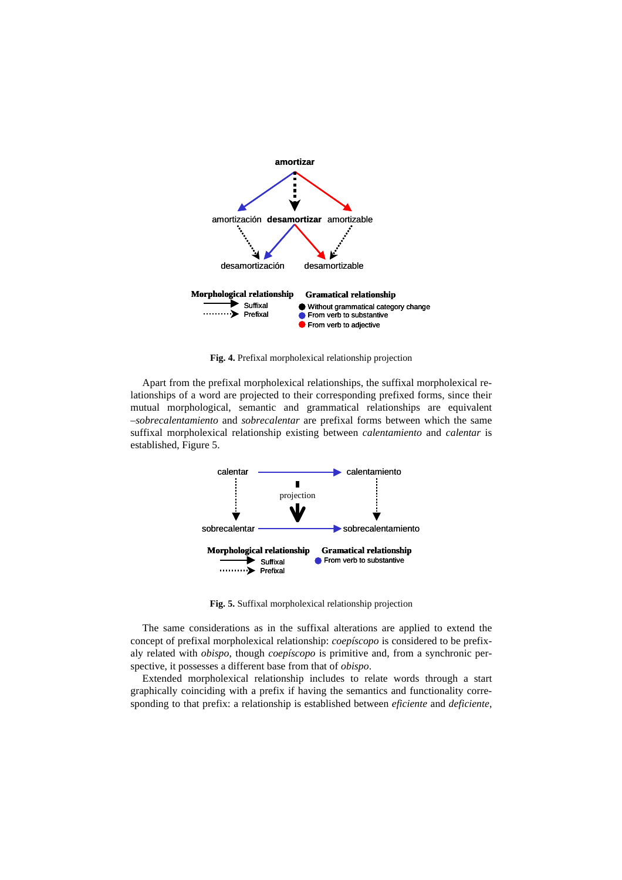**Fig. 4.** Prefixal morpholexical relationship projection

Apart from the prefixal morpholexical relationships, the suffixal morpholexical relationships of a word are projected to their corresponding prefixed forms, since their mutual morphological, semantic and grammatical relationships are equivalent –*sobrecalentamiento* and *sobrecalentar* are prefixal forms between which the same suffixal morpholexical relationship existing between *calentamiento* and *calentar* is established, Figure 5.

**Fig. 5.** Suffixal morpholexical relationship projection

The same considerations as in the suffixal alterations are applied to extend the concept of prefixal morpholexical relationship: *coepíscopo* is considered to be prefixaly related with *obispo*, though *coepíscopo* is primitive and, from a synchronic perspective, it possesses a different base from that of *obispo*.

Extended morpholexical relationship includes to relate words through a start graphically coinciding with a prefix if having the semantics and functionality corresponding to that prefix: a relationship is established between *eficiente* and *deficiente*,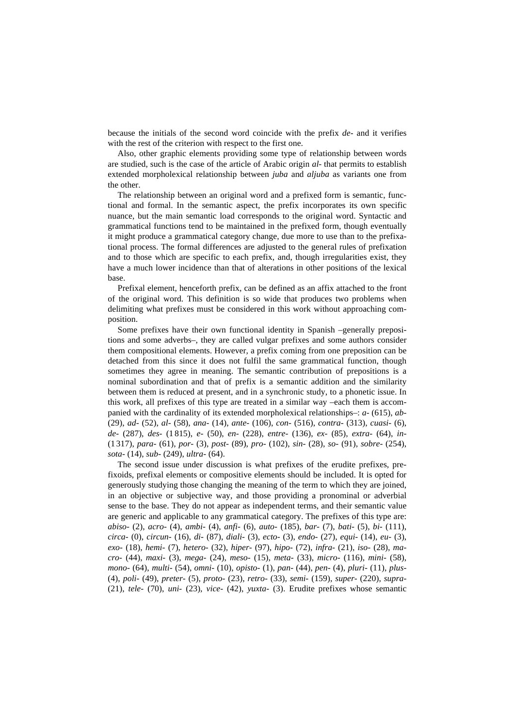because the initials of the second word coincide with the prefix *de-* and it verifies with the rest of the criterion with respect to the first one.

Also, other graphic elements providing some type of relationship between words are studied, such is the case of the article of Arabic origin *al-* that permits to establish extended morpholexical relationship between *juba* and *aljuba* as variants one from the other.

The relationship between an original word and a prefixed form is semantic, functional and formal. In the semantic aspect, the prefix incorporates its own specific nuance, but the main semantic load corresponds to the original word. Syntactic and grammatical functions tend to be maintained in the prefixed form, though eventually it might produce a grammatical category change, due more to use than to the prefixational process. The formal differences are adjusted to the general rules of prefixation and to those which are specific to each prefix, and, though irregularities exist, they have a much lower incidence than that of alterations in other positions of the lexical base.

Prefixal element, henceforth prefix, can be defined as an affix attached to the front of the original word. This definition is so wide that produces two problems when delimiting what prefixes must be considered in this work without approaching composition.

Some prefixes have their own functional identity in Spanish –generally prepositions and some adverbs–, they are called vulgar prefixes and some authors consider them compositional elements. However, a prefix coming from one preposition can be detached from this since it does not fulfil the same grammatical function, though sometimes they agree in meaning. The semantic contribution of prepositions is a nominal subordination and that of prefix is a semantic addition and the similarity between them is reduced at present, and in a synchronic study, to a phonetic issue. In this work, all prefixes of this type are treated in a similar way –each them is accompanied with the cardinality of its extended morpholexical relationships–: *a-* (615), *ab-* (29), *ad-* (52), *al-* (58), *ana-* (14), *ante-* (106), *con-* (516), *contra-* (313), *cuasi-* (6), *de-* (287), *des-* (1815), *e-* (50), *en-* (228), *entre-* (136), *ex-* (85), *extra-* (64), *in-* (1317), *para-* (61), *por-* (3), *post-* (89), *pro-* (102), *sin-* (28), *so-* (91), *sobre-* (254), *sota-* (14), *sub-* (249), *ultra-* (64).

The second issue under discussion is what prefixes of the erudite prefixes, prefixoids, prefixal elements or compositive elements should be included. It is opted for generously studying those changing the meaning of the term to which they are joined, in an objective or subjective way, and those providing a pronominal or adverbial sense to the base. They do not appear as independent terms, and their semantic value are generic and applicable to any grammatical category. The prefixes of this type are: *abiso-* (2), *acro-* (4), *ambi-* (4), *anfi-* (6), *auto-* (185), *bar-* (7), *bati-* (5), *bi-* (111), *circa-* (0), *circun-* (16), *di-* (87), *diali-* (3), *ecto-* (3), *endo-* (27), *equi-* (14), *eu-* (3), *exo-* (18), *hemi-* (7), *hetero-* (32), *hiper-* (97), *hipo-* (72), *infra-* (21), *iso-* (28), *macro-* (44), *maxi-* (3), *mega-* (24), *meso-* (15), *meta-* (33), *micro-* (116), *mini-* (58), *mono-* (64), *multi-* (54), *omni-* (10), *opisto-* (1), *pan-* (44), *pen-* (4), *pluri-* (11), *plus-* (4), *poli-* (49), *preter-* (5), *proto-* (23), *retro-* (33), *semi-* (159), *super-* (220), *supra-* (21), *tele-* (70), *uni-* (23), *vice-* (42), *yuxta-* (3). Erudite prefixes whose semantic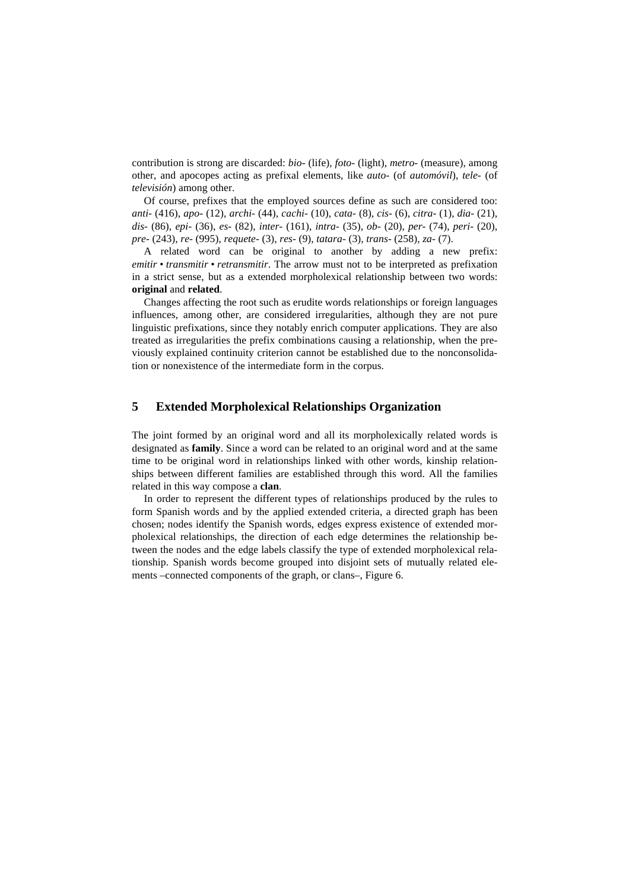contribution is strong are discarded: *bio-* (life), *foto-* (light), *metro-* (measure), among other, and apocopes acting as prefixal elements, like *auto-* (of *automóvil*), *tele-* (of *televisión*) among other.

Of course, prefixes that the employed sources define as such are considered too: *anti-* (416), *apo-* (12), *archi-* (44), *cachi-* (10), *cata-* (8), *cis-* (6), *citra-* (1), *dia-* (21), *dis-* (86), *epi-* (36), *es-* (82), *inter-* (161), *intra-* (35), *ob-* (20), *per-* (74), *peri-* (20), *pre-* (243), *re-* (995), *requete-* (3), *res-* (9), *tatara-* (3), *trans-* (258), *za-* (7).

A related word can be original to another by adding a new prefix: *emitir* • *transmitir* • *retransmitir*. The arrow must not to be interpreted as prefixation in a strict sense, but as a extended morpholexical relationship between two words: **original** and **related**.

Changes affecting the root such as erudite words relationships or foreign languages influences, among other, are considered irregularities, although they are not pure linguistic prefixations, since they notably enrich computer applications. They are also treated as irregularities the prefix combinations causing a relationship, when the previously explained continuity criterion cannot be established due to the nonconsolidation or nonexistence of the intermediate form in the corpus.

## 5 Extended Morpholexical Relationships Organization

The joint formed by an original word and all its morpholexically related words is designated as **family**. Since a word can be related to an original word and at the same time to be original word in relationships linked with other words, kinship relationships between different families are established through this word. All the families related in this way compose a **clan**.

In order to represent the different types of relationships produced by the rules to form Spanish words and by the applied extended criteria, a directed graph has been chosen; nodes identify the Spanish words, edges express existence of extended morpholexical relationships, the direction of each edge determines the relationship between the nodes and the edge labels classify the type of extended morpholexical relationship. Spanish words become grouped into disjoint sets of mutually related elements –connected components of the graph, or clans–, Figure 6.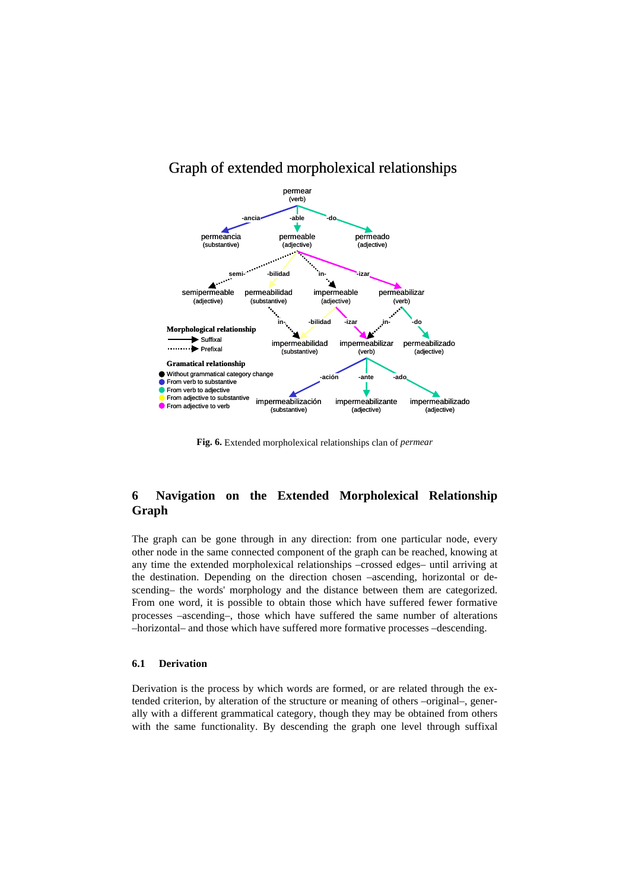**Fig. 6.** Extended morpholexical relationships clan of *permear*

## 6 Navigation on the Extended Morpholexical Relationship Graph

The graph can be gone through in any direction: from one particular node, every other node in the same connected component of the graph can be reached, knowing at any time the extended morpholexical relationships –crossed edges– until arriving at the destination. Depending on the direction chosen –ascending, horizontal or descending– the words' morphology and the distance between them are categorized. From one word, it is possible to obtain those which have suffered fewer formative processes –ascending–, those which have suffered the same number of alterations –horizontal– and those which have suffered more formative processes –descending.

### 6.1 Derivation

Derivation is the process by which words are formed, or are related through the extended criterion, by alteration of the structure or meaning of others –original–, generally with a different grammatical category, though they may be obtained from others with the same functionality. By descending the graph one level through suffixal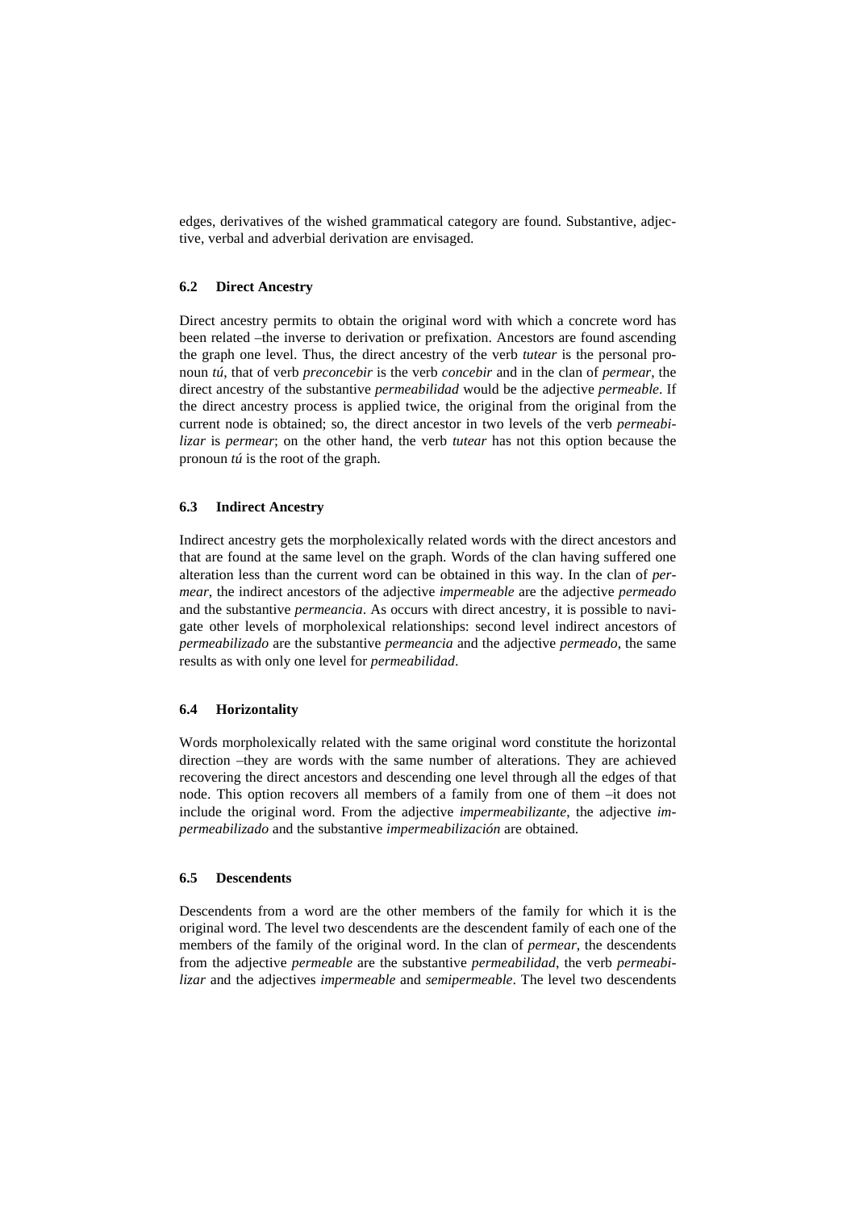edges, derivatives of the wished grammatical category are found. Substantive, adjective, verbal and adverbial derivation are envisaged.

### 6.2 Direct Ancestry

Direct ancestry permits to obtain the original word with which a concrete word has been related –the inverse to derivation or prefixation. Ancestors are found ascending the graph one level. Thus, the direct ancestry of the verb *tutear* is the personal pronoun *tú*, that of verb *preconcebir* is the verb *concebir* and in the clan of *permear*, the direct ancestry of the substantive *permeabilidad* would be the adjective *permeable*. If the direct ancestry process is applied twice, the original from the original from the current node is obtained; so, the direct ancestor in two levels of the verb *permeabilizar* is *permear*; on the other hand, the verb *tutear* has not this option because the pronoun *tú* is the root of the graph.

### 6.3 Indirect Ancestry

Indirect ancestry gets the morpholexically related words with the direct ancestors and that are found at the same level on the graph. Words of the clan having suffered one alteration less than the current word can be obtained in this way. In the clan of *permear*, the indirect ancestors of the adjective *impermeable* are the adjective *permeado* and the substantive *permeancia*. As occurs with direct ancestry, it is possible to navigate other levels of morpholexical relationships: second level indirect ancestors of *permeabilizado* are the substantive *permeancia* and the adjective *permeado*, the same results as with only one level for *permeabilidad*.

### 6.4 Horizontality

Words morpholexically related with the same original word constitute the horizontal direction –they are words with the same number of alterations. They are achieved recovering the direct ancestors and descending one level through all the edges of that node. This option recovers all members of a family from one of them –it does not include the original word. From the adjective *impermeabilizante*, the adjective *impermeabilizado* and the substantive *impermeabilización* are obtained.

### 6.5 Descendents

Descendents from a word are the other members of the family for which it is the original word. The level two descendents are the descendent family of each one of the members of the family of the original word. In the clan of *permear*, the descendents from the adjective *permeable* are the substantive *permeabilidad*, the verb *permeabilizar* and the adjectives *impermeable* and *semipermeable*. The level two descendents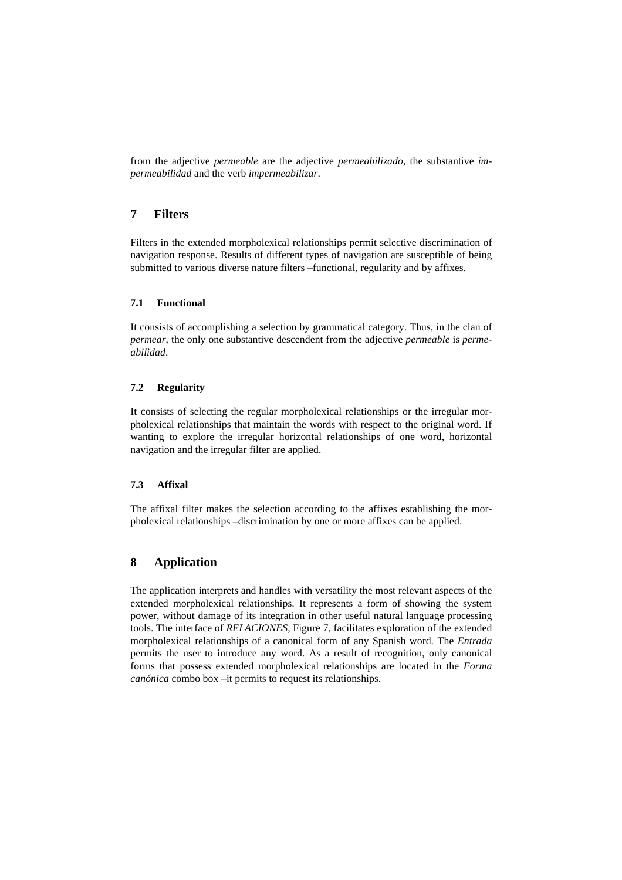from the adjective *permeable* are the adjective *permeabilizado*, the substantive *impermeabilidad* and the verb *impermeabilizar*.

## 7 Filters

Filters in the extended morpholexical relationships permit selective discrimination of navigation response. Results of different types of navigation are susceptible of being submitted to various diverse nature filters –functional, regularity and by affixes.

### 7.1 Functional

It consists of accomplishing a selection by grammatical category. Thus, in the clan of *permear*, the only one substantive descendent from the adjective *permeable* is *permeabilidad*.

### 7.2 Regularity

It consists of selecting the regular morpholexical relationships or the irregular morpholexical relationships that maintain the words with respect to the original word. If wanting to explore the irregular horizontal relationships of one word, horizontal navigation and the irregular filter are applied.

### 7.3 Affixal

The affixal filter makes the selection according to the affixes establishing the morpholexical relationships –discrimination by one or more affixes can be applied.

## 8 Application

The application interprets and handles with versatility the most relevant aspects of the extended morpholexical relationships. It represents a form of showing the system power, without damage of its integration in other useful natural language processing tools. The interface of *RELACIONES*, Figure 7, facilitates exploration of the extended morpholexical relationships of a canonical form of any Spanish word. The *Entrada* permits the user to introduce any word. As a result of recognition, only canonical forms that possess extended morpholexical relationships are located in the *Forma canónica* combo box –it permits to request its relationships.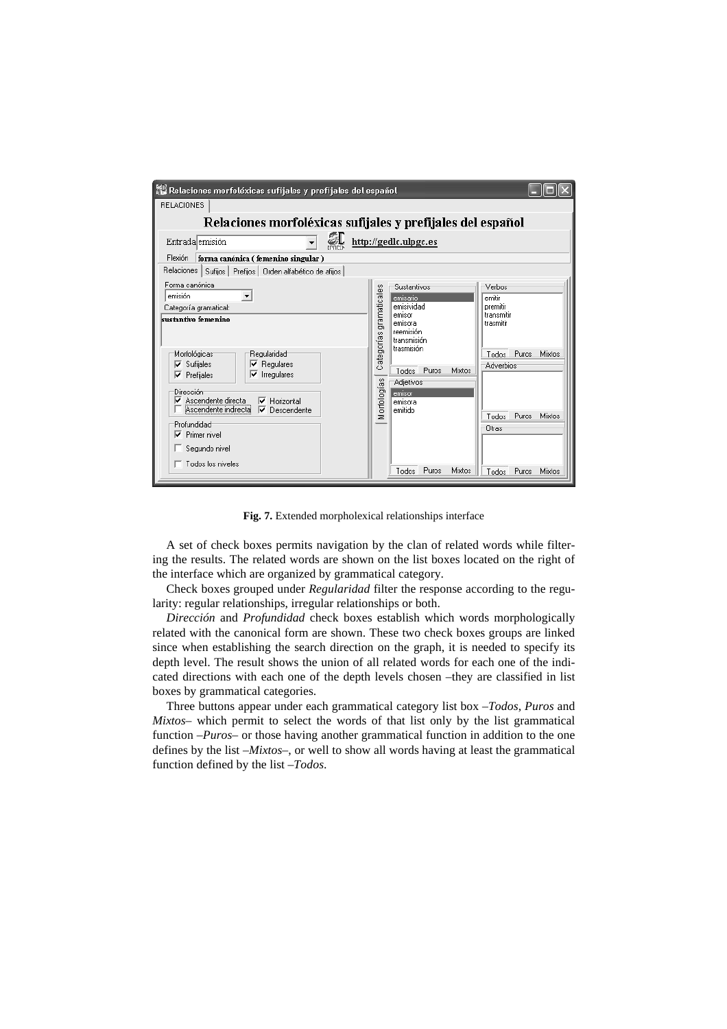**Fig. 7.** Extended morpholexical relationships interface

A set of check boxes permits navigation by the clan of related words while filtering the results. The related words are shown on the list boxes located on the right of the interface which are organized by grammatical category.

Check boxes grouped under *Regularidad* filter the response according to the regularity: regular relationships, irregular relationships or both.

*Dirección* and *Profundidad* check boxes establish which words morphologically related with the canonical form are shown. These two check boxes groups are linked since when establishing the search direction on the graph, it is needed to specify its depth level. The result shows the union of all related words for each one of the indicated directions with each one of the depth levels chosen –they are classified in list boxes by grammatical categories.

Three buttons appear under each grammatical category list box –*Todos*, *Puros* and *Mixtos*– which permit to select the words of that list only by the list grammatical function –*Puros*– or those having another grammatical function in addition to the one defines by the list –*Mixtos*–, or well to show all words having at least the grammatical function defined by the list –*Todos*.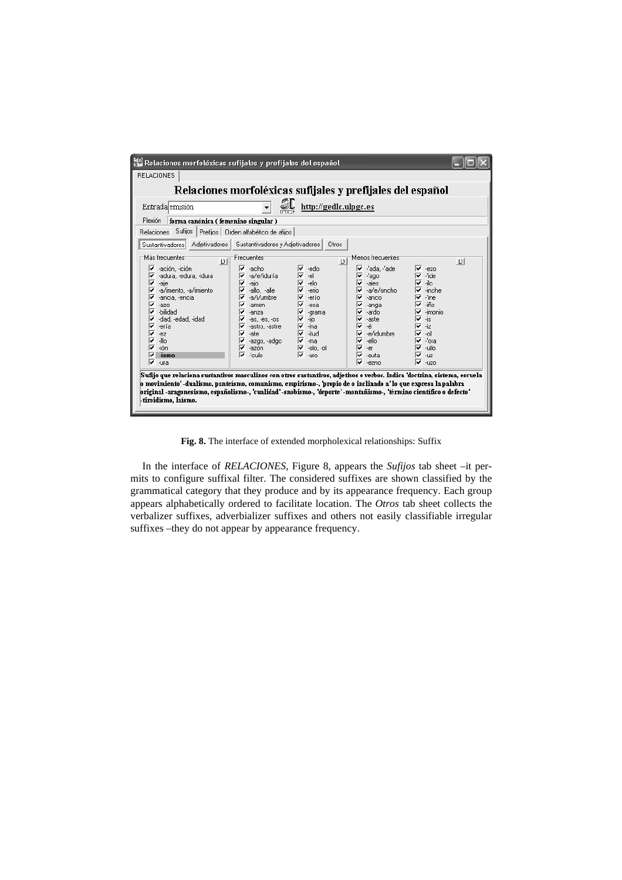**Fig. 8.** The interface of extended morpholexical relationships: Suffix

In the interface of *RELACIONES*, Figure 8, appears the *Sufijos* tab sheet –it permits to configure suffixal filter. The considered suffixes are shown classified by the grammatical category that they produce and by its appearance frequency. Each group appears alphabetically ordered to facilitate location. The *Otros* tab sheet collects the verbalizer suffixes, adverbializer suffixes and others not easily classifiable irregular suffixes –they do not appear by appearance frequency.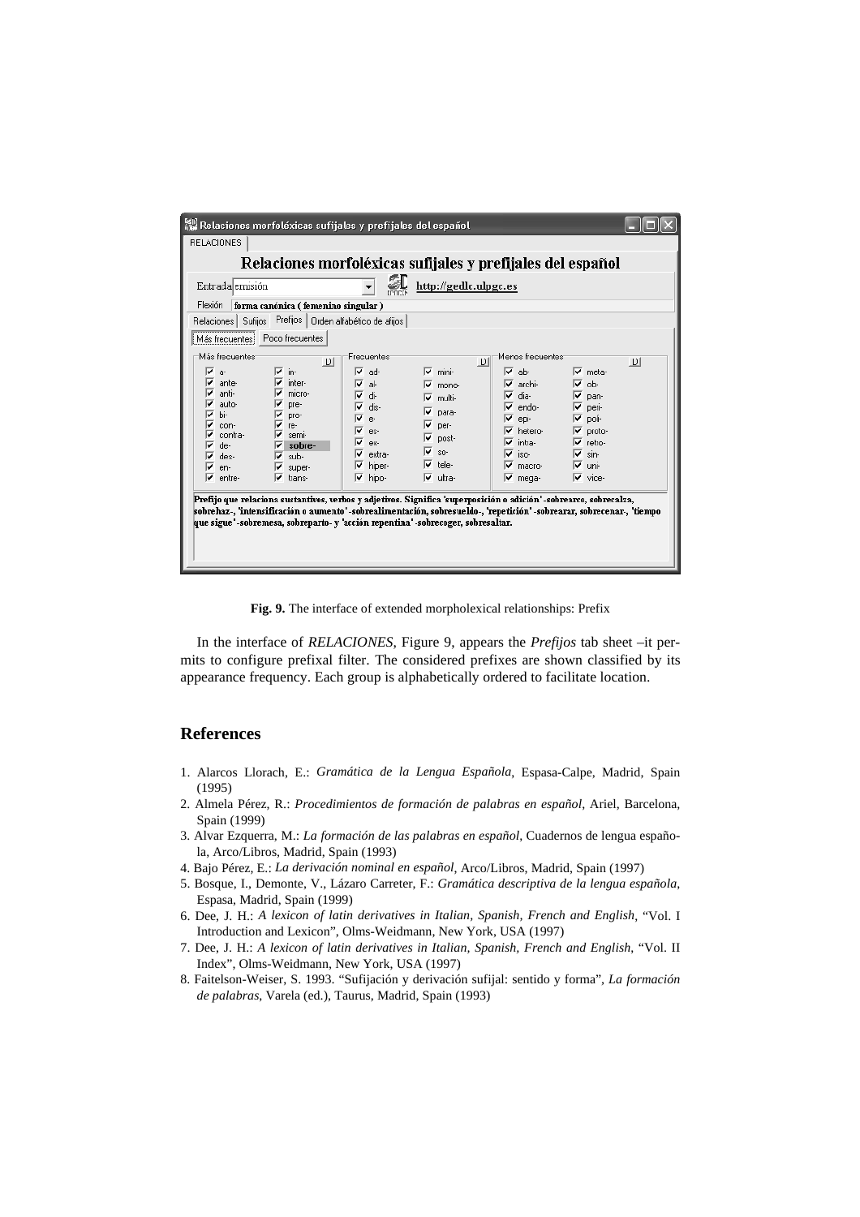**Fig. 9.** The interface of extended morpholexical relationships: Prefix

In the interface of *RELACIONES*, Figure 9, appears the *Prefijos* tab sheet –it permits to configure prefixal filter. The considered prefixes are shown classified by its appearance frequency. Each group is alphabetically ordered to facilitate location.

## References

1. Alarcos Llorach, E.: *Gramática de la Lengua Española*, Espasa-Calpe, Madrid, Spain (1995)
2. Almela Pérez, R.: *Procedimientos de formación de palabras en español*, Ariel, Barcelona, Spain (1999)
3. Alvar Ezquerra, M.: *La formación de las palabras en español*, Cuadernos de lengua española, Arco/Libros, Madrid, Spain (1993)
4. Bajo Pérez, E.: *La derivación nominal en español*, Arco/Libros, Madrid, Spain (1997)
5. Bosque, I., Demonte, V., Lázaro Carreter, F.: *Gramática descriptiva de la lengua española*, Espasa, Madrid, Spain (1999)
6. Dee, J. H.: *A lexicon of latin derivatives in Italian, Spanish, French and English*, "Vol. I Introduction and Lexicon", Olms-Weidmann, New York, USA (1997)
7. Dee, J. H.: *A lexicon of latin derivatives in Italian, Spanish, French and English*, "Vol. II Index", Olms-Weidmann, New York, USA (1997)
8. Faitelson-Weiser, S. 1993. "Sufijación y derivación sufijal: sentido y forma", *La formación de palabras*, Varela (ed.), Taurus, Madrid, Spain (1993)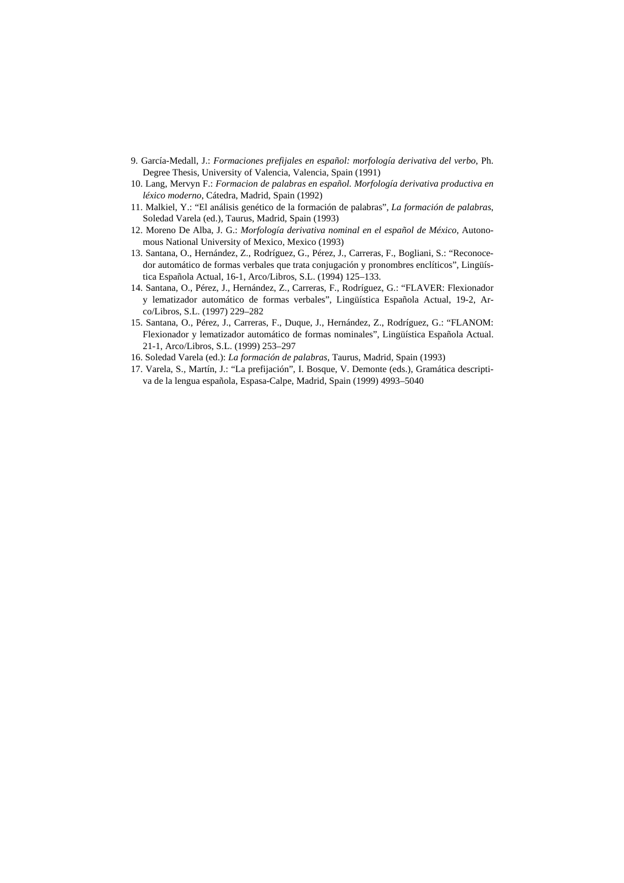9. García-Medall, J.: *Formaciones prefijales en español: morfología derivativa del verbo*, Ph. Degree Thesis, University of Valencia, Valencia, Spain (1991)
10. Lang, Mervyn F.: *Formacion de palabras en español. Morfología derivativa productiva en léxico moderno*, Cátedra, Madrid, Spain (1992)
11. Malkiel, Y.: "El análisis genético de la formación de palabras", *La formación de palabras*, Soledad Varela (ed.), Taurus, Madrid, Spain (1993)
12. Moreno De Alba, J. G.: *Morfología derivativa nominal en el español de México*, Autonomous National University of Mexico, Mexico (1993)
13. Santana, O., Hernández, Z., Rodríguez, G., Pérez, J., Carreras, F., Bogliani, S.: "Reconocedor automático de formas verbales que trata conjugación y pronombres enclíticos", Lingüística Española Actual, 16-1, Arco/Libros, S.L. (1994) 125–133.
14. Santana, O., Pérez, J., Hernández, Z., Carreras, F., Rodríguez, G.: "FLAVER: Flexionador y lematizador automático de formas verbales", Lingüística Española Actual, 19-2, Arco/Libros, S.L. (1997) 229–282
15. Santana, O., Pérez, J., Carreras, F., Duque, J., Hernández, Z., Rodríguez, G.: "FLANOM: Flexionador y lematizador automático de formas nominales", Lingüística Española Actual. 21-1, Arco/Libros, S.L. (1999) 253–297
16. Soledad Varela (ed.): *La formación de palabras*, Taurus, Madrid, Spain (1993)
17. Varela, S., Martín, J.: "La prefijación", I. Bosque, V. Demonte (eds.), Gramática descriptiva de la lengua española, Espasa-Calpe, Madrid, Spain (1999) 4993–5040